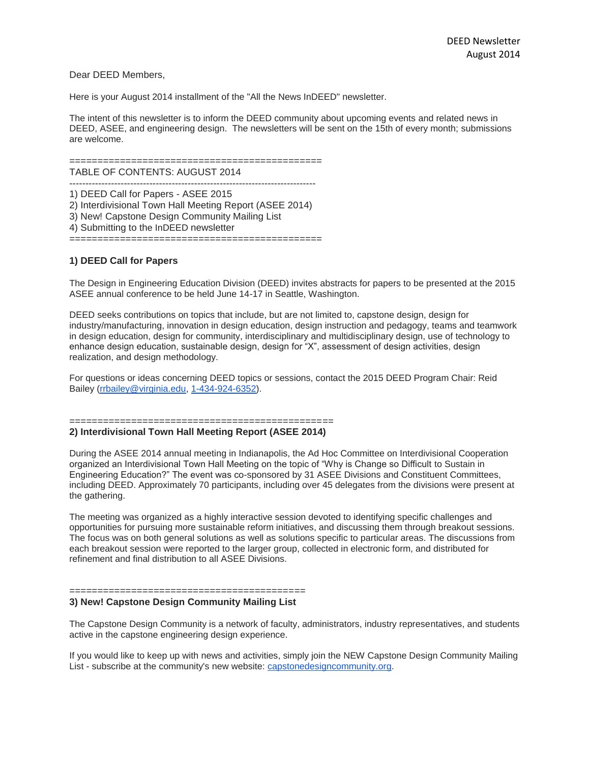DEED Newsletter
August 2014

Dear DEED Members,

Here is your August 2014 installment of the "All the News InDEED" newsletter.

The intent of this newsletter is to inform the DEED community about upcoming events and related news in DEED, ASEE, and engineering design. The newsletters will be sent on the 15th of every month; submissions are welcome.

=============================================

TABLE OF CONTENTS: AUGUST 2014

-----------------------------------------------------------------------------

1) DEED Call for Papers - ASEE 2015
2) Interdivisional Town Hall Meeting Report (ASEE 2014)
3) New! Capstone Design Community Mailing List
4) Submitting to the InDEED newsletter

=============================================

**1) DEED Call for Papers**

The Design in Engineering Education Division (DEED) invites abstracts for papers to be presented at the 2015 ASEE annual conference to be held June 14-17 in Seattle, Washington.

DEED seeks contributions on topics that include, but are not limited to, capstone design, design for industry/manufacturing, innovation in design education, design instruction and pedagogy, teams and teamwork in design education, design for community, interdisciplinary and multidisciplinary design, use of technology to enhance design education, sustainable design, design for “X”, assessment of design activities, design realization, and design methodology.

For questions or ideas concerning DEED topics or sessions, contact the 2015 DEED Program Chair: Reid Bailey (rrbailey@virginia.edu, 1-434-924-6352).

==============================================

**2) Interdivisional Town Hall Meeting Report (ASEE 2014)**

During the ASEE 2014 annual meeting in Indianapolis, the Ad Hoc Committee on Interdivisional Cooperation organized an Interdivisional Town Hall Meeting on the topic of “Why is Change so Difficult to Sustain in Engineering Education?” The event was co-sponsored by 31 ASEE Divisions and Constituent Committees, including DEED. Approximately 70 participants, including over 45 delegates from the divisions were present at the gathering.

The meeting was organized as a highly interactive session devoted to identifying specific challenges and opportunities for pursuing more sustainable reform initiatives, and discussing them through breakout sessions. The focus was on both general solutions as well as solutions specific to particular areas. The discussions from each breakout session were reported to the larger group, collected in electronic form, and distributed for refinement and final distribution to all ASEE Divisions.

=========================================

**3) New! Capstone Design Community Mailing List**

The Capstone Design Community is a network of faculty, administrators, industry representatives, and students active in the capstone engineering design experience.

If you would like to keep up with news and activities, simply join the NEW Capstone Design Community Mailing List - subscribe at the community's new website: capstonedesigncommunity.org.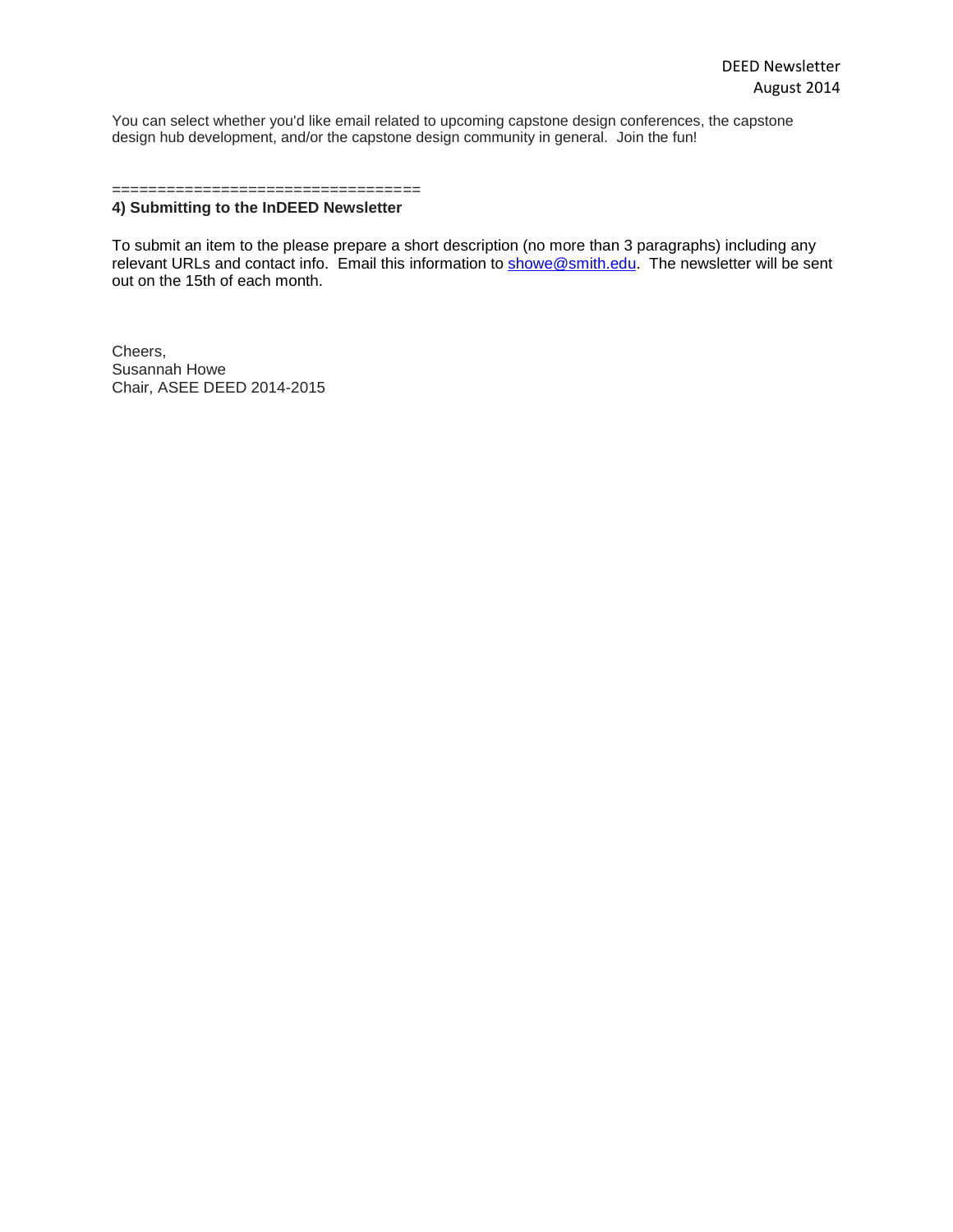You can select whether you'd like email related to upcoming capstone design conferences, the capstone design hub development, and/or the capstone design community in general. Join the fun!

=================================

**4) Submitting to the InDEED Newsletter**

To submit an item to the please prepare a short description (no more than 3 paragraphs) including any relevant URLs and contact info. Email this information to showe@smith.edu. The newsletter will be sent out on the 15th of each month.

Cheers,
Susannah Howe
Chair, ASEE DEED 2014-2015